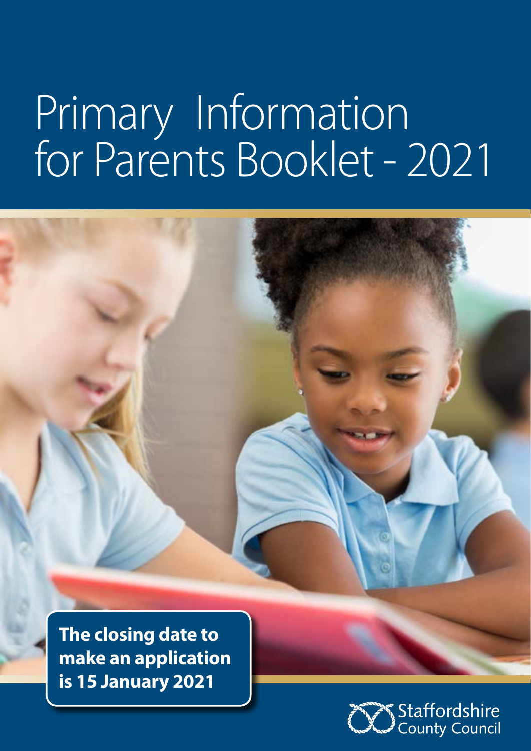# Primary Information for Parents Booklet - 2021

**The closing date to make an application is 15 January 2021**

Staffordshire County Council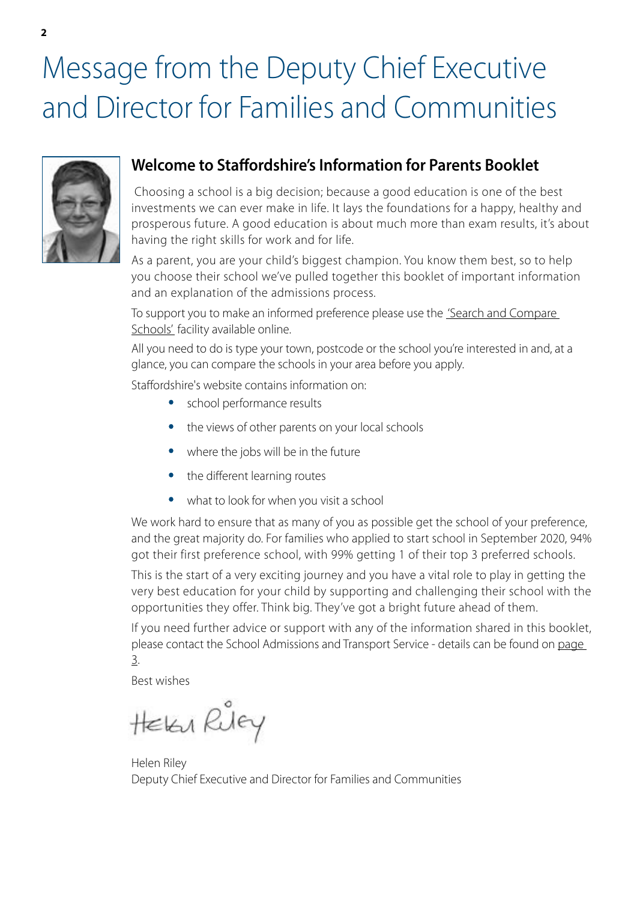# Message from the Deputy Chief Executive and Director for Families and Communities

## Welcome to Staffordshire's Information for Parents Booklet

Choosing a school is a big decision; because a good education is one of the best investments we can ever make in life. It lays the foundations for a happy, healthy and prosperous future. A good education is about much more than exam results, it's about having the right skills for work and for life.

As a parent, you are your child's biggest champion. You know them best, so to help you choose their school we've pulled together this booklet of important information and an explanation of the admissions process.

To support you to make an informed preference please use the 'Search and Compare Schools' facility available online.

All you need to do is type your town, postcode or the school you're interested in and, at a glance, you can compare the schools in your area before you apply.

Staffordshire's website contains information on:

- school performance results
- the views of other parents on your local schools
- where the jobs will be in the future
- the different learning routes
- what to look for when you visit a school

We work hard to ensure that as many of you as possible get the school of your preference, and the great majority do. For families who applied to start school in September 2020, 94% got their first preference school, with 99% getting 1 of their top 3 preferred schools.

This is the start of a very exciting journey and you have a vital role to play in getting the very best education for your child by supporting and challenging their school with the opportunities they offer. Think big. They've got a bright future ahead of them.

If you need further advice or support with any of the information shared in this booklet, please contact the School Admissions and Transport Service - details can be found on page 3.

Best wishes

Helen Riley

Helen Riley
Deputy Chief Executive and Director for Families and Communities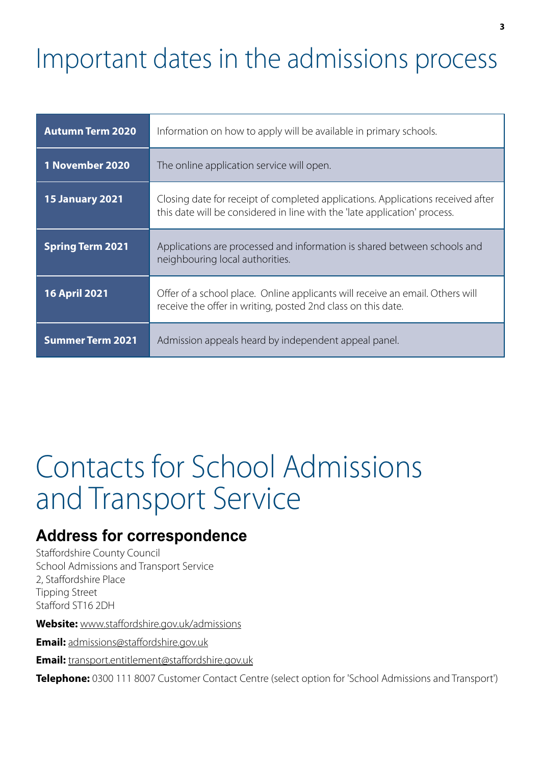# Important dates in the admissions process

| | |
|---|---|
| **Autumn Term 2020** | Information on how to apply will be available in primary schools. |
| **1 November 2020** | The online application service will open. |
| **15 January 2021** | Closing date for receipt of completed applications. Applications received after this date will be considered in line with the 'late application' process. |
| **Spring Term 2021** | Applications are processed and information is shared between schools and neighbouring local authorities. |
| **16 April 2021** | Offer of a school place. Online applicants will receive an email. Others will receive the offer in writing, posted 2nd class on this date. |
| **Summer Term 2021** | Admission appeals heard by independent appeal panel. |

# Contacts for School Admissions and Transport Service

## Address for correspondence

Staffordshire County Council
School Admissions and Transport Service
2, Staffordshire Place
Tipping Street
Stafford ST16 2DH

**Website:** www.staffordshire.gov.uk/admissions

**Email:** admissions@staffordshire.gov.uk

**Email:** transport.entitlement@staffordshire.gov.uk

**Telephone:** 0300 111 8007 Customer Contact Centre (select option for 'School Admissions and Transport')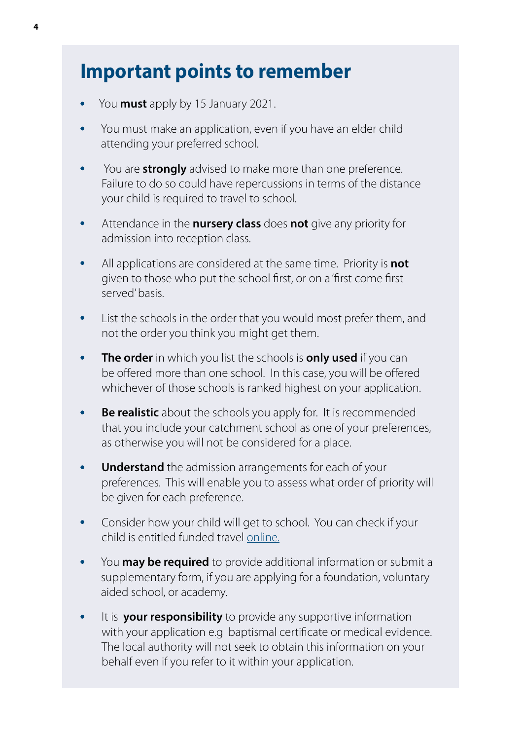# Important points to remember

- You **must** apply by 15 January 2021.
- You must make an application, even if you have an elder child attending your preferred school.
- You are **strongly** advised to make more than one preference. Failure to do so could have repercussions in terms of the distance your child is required to travel to school.
- Attendance in the **nursery class** does **not** give any priority for admission into reception class.
- All applications are considered at the same time. Priority is **not** given to those who put the school first, or on a 'first come first served' basis.
- List the schools in the order that you would most prefer them, and not the order you think you might get them.
- **The order** in which you list the schools is **only used** if you can be offered more than one school. In this case, you will be offered whichever of those schools is ranked highest on your application.
- **Be realistic** about the schools you apply for. It is recommended that you include your catchment school as one of your preferences, as otherwise you will not be considered for a place.
- **Understand** the admission arrangements for each of your preferences. This will enable you to assess what order of priority will be given for each preference.
- Consider how your child will get to school. You can check if your child is entitled funded travel online.
- You **may be required** to provide additional information or submit a supplementary form, if you are applying for a foundation, voluntary aided school, or academy.
- It is **your responsibility** to provide any supportive information with your application e.g baptismal certificate or medical evidence. The local authority will not seek to obtain this information on your behalf even if you refer to it within your application.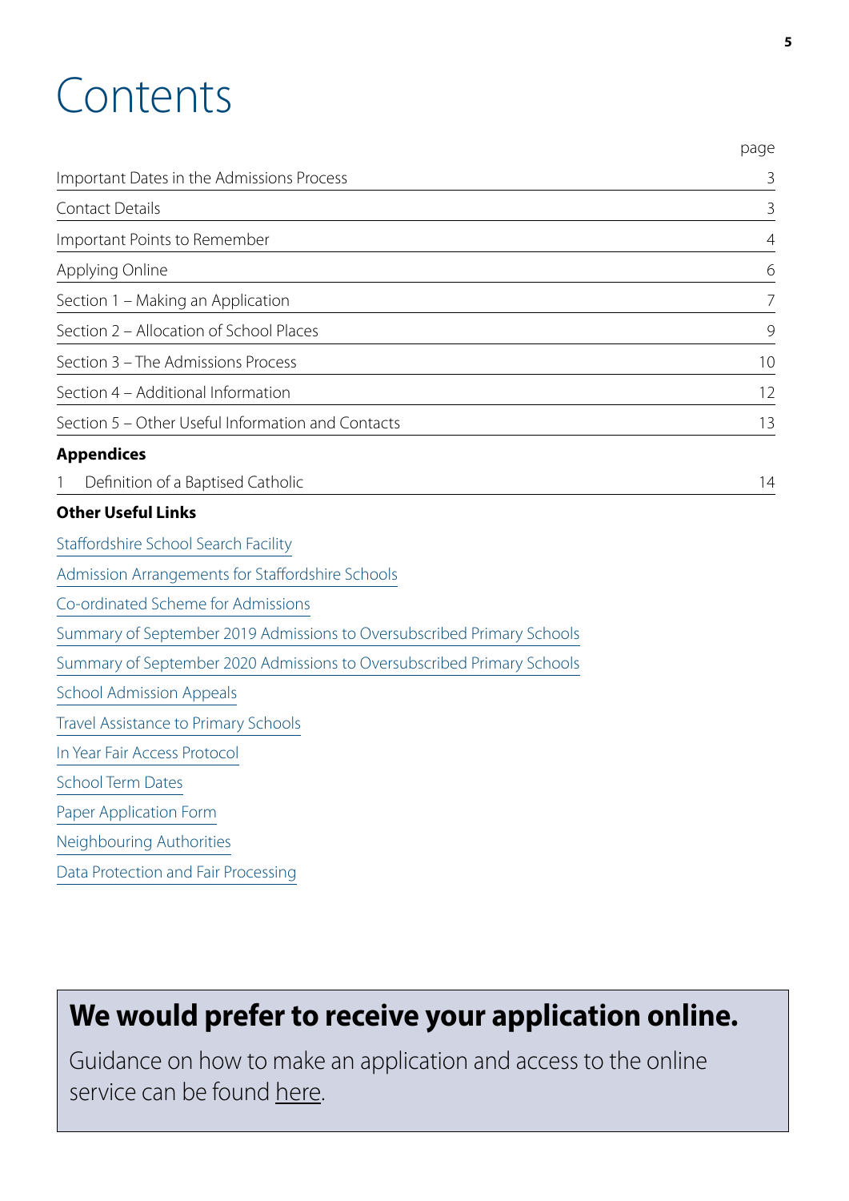# Contents

| | page |
|---|---|
| Important Dates in the Admissions Process | 3 |
| Contact Details | 3 |
| Important Points to Remember | 4 |
| Applying Online | 6 |
| Section 1 – Making an Application | 7 |
| Section 2 – Allocation of School Places | 9 |
| Section 3 – The Admissions Process | 10 |
| Section 4 – Additional Information | 12 |
| Section 5 – Other Useful Information and Contacts | 13 |

**Appendices**

| | page |
|---|---|
| 1 Definition of a Baptised Catholic | 14 |

**Other Useful Links**

Staffordshire School Search Facility

Admission Arrangements for Staffordshire Schools

Co-ordinated Scheme for Admissions

Summary of September 2019 Admissions to Oversubscribed Primary Schools

Summary of September 2020 Admissions to Oversubscribed Primary Schools

School Admission Appeals

Travel Assistance to Primary Schools

In Year Fair Access Protocol

School Term Dates

Paper Application Form

Neighbouring Authorities

Data Protection and Fair Processing

## We would prefer to receive your application online.

Guidance on how to make an application and access to the online service can be found here.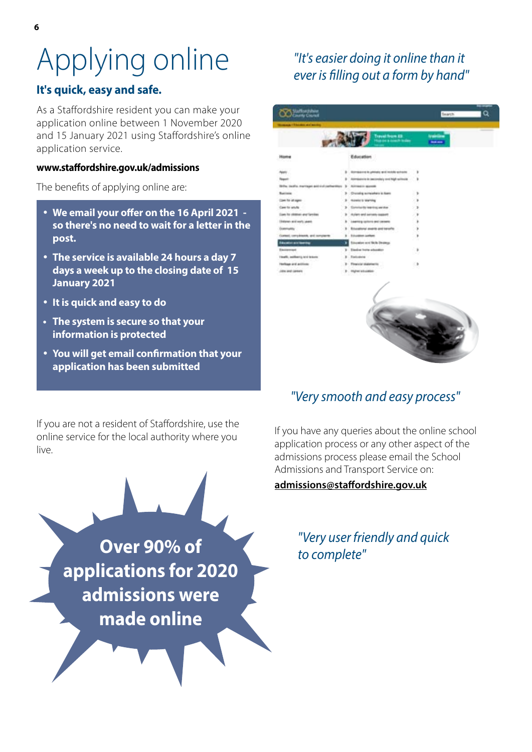# Applying online

### It's quick, easy and safe.

As a Staffordshire resident you can make your application online between 1 November 2020 and 15 January 2021 using Staffordshire's online application service.

**www.staffordshire.gov.uk/admissions**

The benefits of applying online are:

- **We email your offer on the 16 April 2021 - so there's no need to wait for a letter in the post.**
- **The service is available 24 hours a day 7 days a week up to the closing date of 15 January 2021**
- **It is quick and easy to do**
- **The system is secure so that your information is protected**
- **You will get email confirmation that your application has been submitted**

If you are not a resident of Staffordshire, use the online service for the local authority where you live.

**Over 90% of applications for 2020 admissions were made online**

*"It's easier doing it online than it ever is filling out a form by hand"*

*"Very smooth and easy process"*

If you have any queries about the online school application process or any other aspect of the admissions process please email the School Admissions and Transport Service on:

**admissions@staffordshire.gov.uk**

*"Very user friendly and quick to complete"*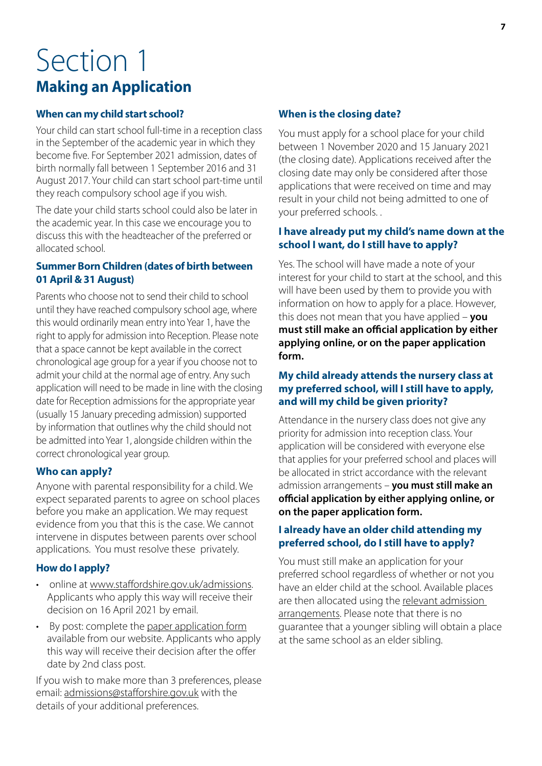# Section 1

## Making an Application

### When can my child start school?

Your child can start school full-time in a reception class in the September of the academic year in which they become five. For September 2021 admission, dates of birth normally fall between 1 September 2016 and 31 August 2017. Your child can start school part-time until they reach compulsory school age if you wish.

The date your child starts school could also be later in the academic year. In this case we encourage you to discuss this with the headteacher of the preferred or allocated school.

### Summer Born Children (dates of birth between 01 April & 31 August)

Parents who choose not to send their child to school until they have reached compulsory school age, where this would ordinarily mean entry into Year 1, have the right to apply for admission into Reception. Please note that a space cannot be kept available in the correct chronological age group for a year if you choose not to admit your child at the normal age of entry. Any such application will need to be made in line with the closing date for Reception admissions for the appropriate year (usually 15 January preceding admission) supported by information that outlines why the child should not be admitted into Year 1, alongside children within the correct chronological year group.

### Who can apply?

Anyone with parental responsibility for a child. We expect separated parents to agree on school places before you make an application. We may request evidence from you that this is the case. We cannot intervene in disputes between parents over school applications. You must resolve these privately.

### How do I apply?

- online at www.staffordshire.gov.uk/admissions. Applicants who apply this way will receive their decision on 16 April 2021 by email.
- By post: complete the paper application form available from our website. Applicants who apply this way will receive their decision after the offer date by 2nd class post.

If you wish to make more than 3 preferences, please email: admissions@stafforshire.gov.uk with the details of your additional preferences.

### When is the closing date?

You must apply for a school place for your child between 1 November 2020 and 15 January 2021 (the closing date). Applications received after the closing date may only be considered after those applications that were received on time and may result in your child not being admitted to one of your preferred schools. .

### I have already put my child's name down at the school I want, do I still have to apply?

Yes. The school will have made a note of your interest for your child to start at the school, and this will have been used by them to provide you with information on how to apply for a place. However, this does not mean that you have applied – **you must still make an official application by either applying online, or on the paper application form.**

### My child already attends the nursery class at my preferred school, will I still have to apply, and will my child be given priority?

Attendance in the nursery class does not give any priority for admission into reception class. Your application will be considered with everyone else that applies for your preferred school and places will be allocated in strict accordance with the relevant admission arrangements – **you must still make an official application by either applying online, or on the paper application form.**

### I already have an older child attending my preferred school, do I still have to apply?

You must still make an application for your preferred school regardless of whether or not you have an elder child at the school. Available places are then allocated using the relevant admission arrangements. Please note that there is no guarantee that a younger sibling will obtain a place at the same school as an elder sibling.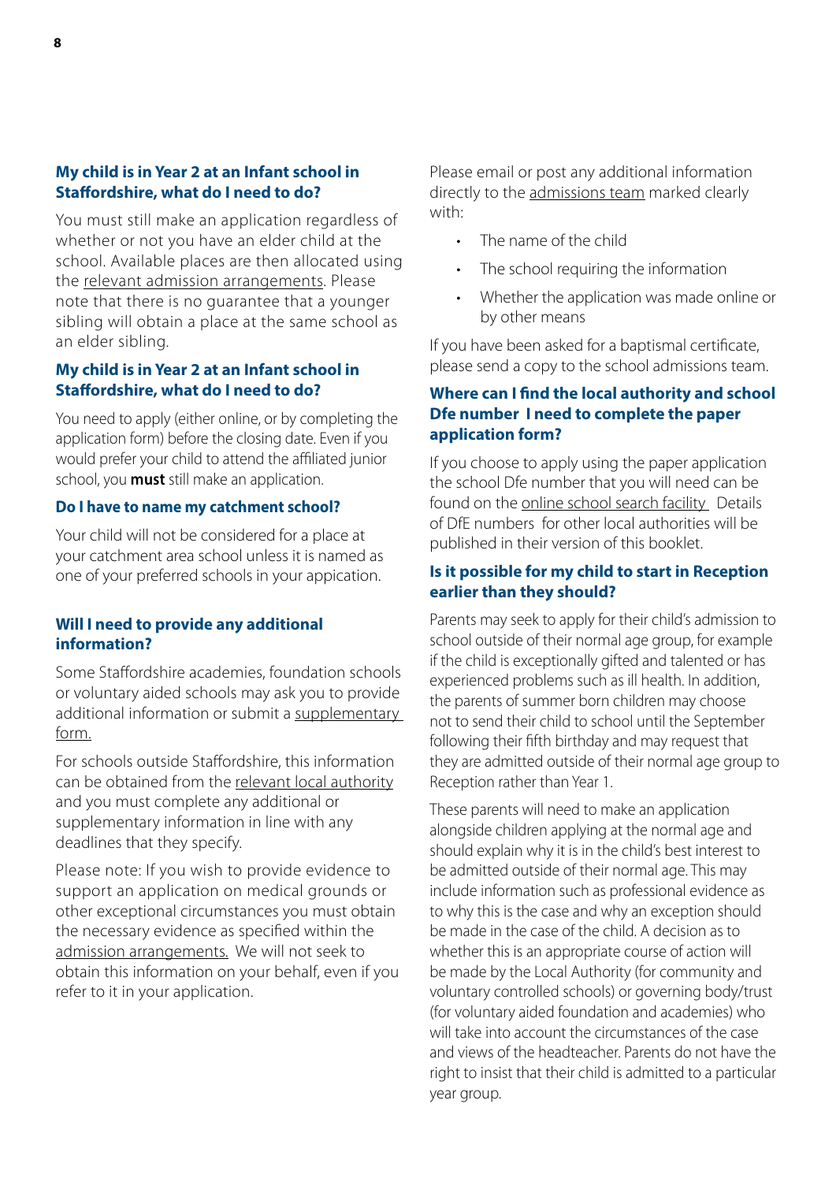### My child is in Year 2 at an Infant school in Staffordshire, what do I need to do?

You must still make an application regardless of whether or not you have an elder child at the school. Available places are then allocated using the relevant admission arrangements. Please note that there is no guarantee that a younger sibling will obtain a place at the same school as an elder sibling.

### My child is in Year 2 at an Infant school in Staffordshire, what do I need to do?

You need to apply (either online, or by completing the application form) before the closing date. Even if you would prefer your child to attend the affiliated junior school, you **must** still make an application.

### Do I have to name my catchment school?

Your child will not be considered for a place at your catchment area school unless it is named as one of your preferred schools in your appication.

### Will I need to provide any additional information?

Some Staffordshire academies, foundation schools or voluntary aided schools may ask you to provide additional information or submit a supplementary form.

For schools outside Staffordshire, this information can be obtained from the relevant local authority and you must complete any additional or supplementary information in line with any deadlines that they specify.

Please note: If you wish to provide evidence to support an application on medical grounds or other exceptional circumstances you must obtain the necessary evidence as specified within the admission arrangements. We will not seek to obtain this information on your behalf, even if you refer to it in your application.

Please email or post any additional information directly to the admissions team marked clearly with:

- The name of the child
- The school requiring the information
- Whether the application was made online or by other means

If you have been asked for a baptismal certificate, please send a copy to the school admissions team.

### Where can I find the local authority and school Dfe number I need to complete the paper application form?

If you choose to apply using the paper application the school Dfe number that you will need can be found on the online school search facility Details of DfE numbers for other local authorities will be published in their version of this booklet.

### Is it possible for my child to start in Reception earlier than they should?

Parents may seek to apply for their child's admission to school outside of their normal age group, for example if the child is exceptionally gifted and talented or has experienced problems such as ill health. In addition, the parents of summer born children may choose not to send their child to school until the September following their fifth birthday and may request that they are admitted outside of their normal age group to Reception rather than Year 1.

These parents will need to make an application alongside children applying at the normal age and should explain why it is in the child's best interest to be admitted outside of their normal age. This may include information such as professional evidence as to why this is the case and why an exception should be made in the case of the child. A decision as to whether this is an appropriate course of action will be made by the Local Authority (for community and voluntary controlled schools) or governing body/trust (for voluntary aided foundation and academies) who will take into account the circumstances of the case and views of the headteacher. Parents do not have the right to insist that their child is admitted to a particular year group.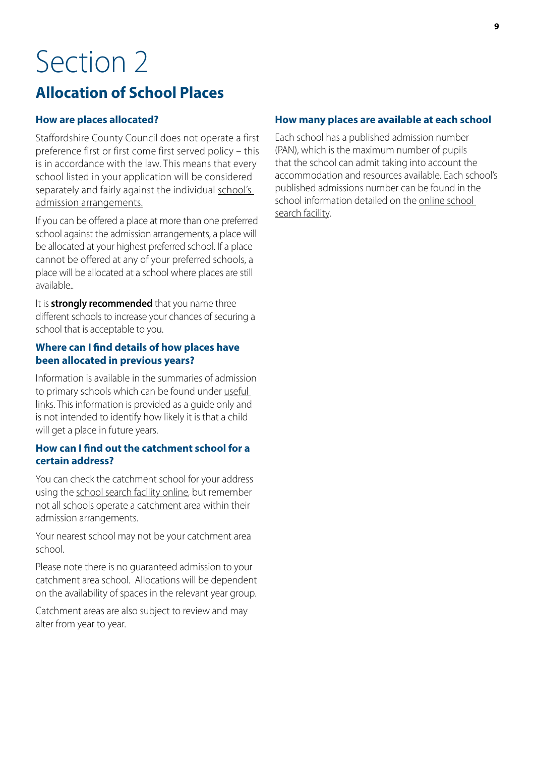# Section 2

## Allocation of School Places

### How are places allocated?

Staffordshire County Council does not operate a first preference first or first come first served policy – this is in accordance with the law. This means that every school listed in your application will be considered separately and fairly against the individual school's admission arrangements.

If you can be offered a place at more than one preferred school against the admission arrangements, a place will be allocated at your highest preferred school. If a place cannot be offered at any of your preferred schools, a place will be allocated at a school where places are still available..

It is **strongly recommended** that you name three different schools to increase your chances of securing a school that is acceptable to you.

### Where can I find details of how places have been allocated in previous years?

Information is available in the summaries of admission to primary schools which can be found under useful links. This information is provided as a guide only and is not intended to identify how likely it is that a child will get a place in future years.

### How can I find out the catchment school for a certain address?

You can check the catchment school for your address using the school search facility online, but remember not all schools operate a catchment area within their admission arrangements.

Your nearest school may not be your catchment area school.

Please note there is no guaranteed admission to your catchment area school. Allocations will be dependent on the availability of spaces in the relevant year group.

Catchment areas are also subject to review and may alter from year to year.

### How many places are available at each school

Each school has a published admission number (PAN), which is the maximum number of pupils that the school can admit taking into account the accommodation and resources available. Each school's published admissions number can be found in the school information detailed on the online school search facility.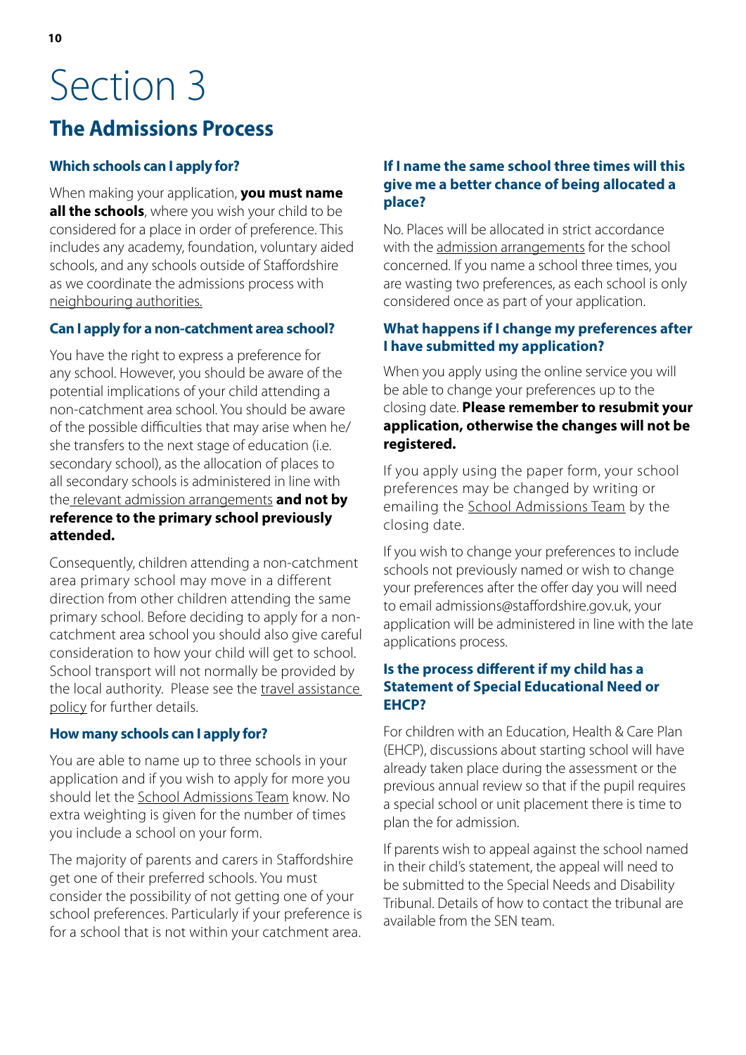# Section 3

## The Admissions Process

### Which schools can I apply for?

When making your application, **you must name all the schools**, where you wish your child to be considered for a place in order of preference. This includes any academy, foundation, voluntary aided schools, and any schools outside of Staffordshire as we coordinate the admissions process with neighbouring authorities.

### Can I apply for a non-catchment area school?

You have the right to express a preference for any school. However, you should be aware of the potential implications of your child attending a non-catchment area school. You should be aware of the possible difficulties that may arise when he/she transfers to the next stage of education (i.e. secondary school), as the allocation of places to all secondary schools is administered in line with the relevant admission arrangements **and not by reference to the primary school previously attended.**

Consequently, children attending a non-catchment area primary school may move in a different direction from other children attending the same primary school. Before deciding to apply for a non-catchment area school you should also give careful consideration to how your child will get to school. School transport will not normally be provided by the local authority. Please see the travel assistance policy for further details.

### How many schools can I apply for?

You are able to name up to three schools in your application and if you wish to apply for more you should let the School Admissions Team know. No extra weighting is given for the number of times you include a school on your form.

The majority of parents and carers in Staffordshire get one of their preferred schools. You must consider the possibility of not getting one of your school preferences. Particularly if your preference is for a school that is not within your catchment area.

### If I name the same school three times will this give me a better chance of being allocated a place?

No. Places will be allocated in strict accordance with the admission arrangements for the school concerned. If you name a school three times, you are wasting two preferences, as each school is only considered once as part of your application.

### What happens if I change my preferences after I have submitted my application?

When you apply using the online service you will be able to change your preferences up to the closing date. **Please remember to resubmit your application, otherwise the changes will not be registered.**

If you apply using the paper form, your school preferences may be changed by writing or emailing the School Admissions Team by the closing date.

If you wish to change your preferences to include schools not previously named or wish to change your preferences after the offer day you will need to email admissions@staffordshire.gov.uk, your application will be administered in line with the late applications process.

### Is the process different if my child has a Statement of Special Educational Need or EHCP?

For children with an Education, Health & Care Plan (EHCP), discussions about starting school will have already taken place during the assessment or the previous annual review so that if the pupil requires a special school or unit placement there is time to plan the for admission.

If parents wish to appeal against the school named in their child's statement, the appeal will need to be submitted to the Special Needs and Disability Tribunal. Details of how to contact the tribunal are available from the SEN team.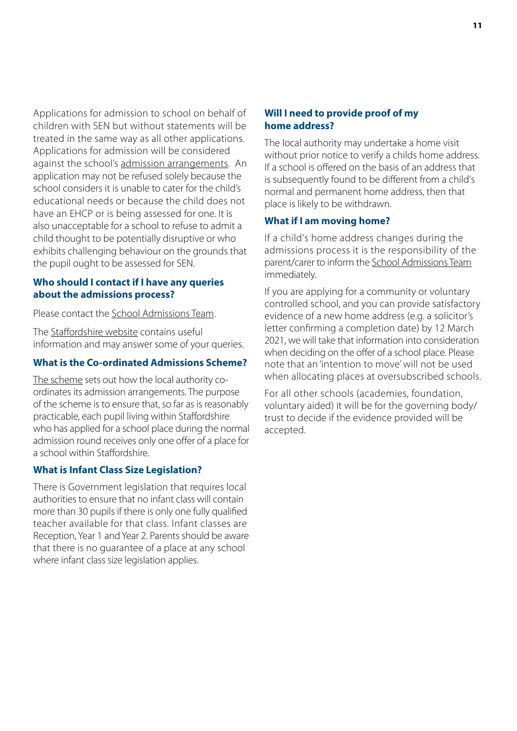Applications for admission to school on behalf of children with SEN but without statements will be treated in the same way as all other applications. Applications for admission will be considered against the school's admission arrangements. An application may not be refused solely because the school considers it is unable to cater for the child's educational needs or because the child does not have an EHCP or is being assessed for one. It is also unacceptable for a school to refuse to admit a child thought to be potentially disruptive or who exhibits challenging behaviour on the grounds that the pupil ought to be assessed for SEN.

### Who should I contact if I have any queries about the admissions process?

Please contact the School Admissions Team.

The Staffordshire website contains useful information and may answer some of your queries.

### What is the Co-ordinated Admissions Scheme?

The scheme sets out how the local authority co-ordinates its admission arrangements. The purpose of the scheme is to ensure that, so far as is reasonably practicable, each pupil living within Staffordshire who has applied for a school place during the normal admission round receives only one offer of a place for a school within Staffordshire.

### What is Infant Class Size Legislation?

There is Government legislation that requires local authorities to ensure that no infant class will contain more than 30 pupils if there is only one fully qualified teacher available for that class. Infant classes are Reception, Year 1 and Year 2. Parents should be aware that there is no guarantee of a place at any school where infant class size legislation applies.

### Will I need to provide proof of my home address?

The local authority may undertake a home visit without prior notice to verify a childs home address. If a school is offered on the basis of an address that is subsequently found to be different from a child's normal and permanent home address, then that place is likely to be withdrawn.

### What if I am moving home?

If a child's home address changes during the admissions process it is the responsibility of the parent/carer to inform the School Admissions Team immediately.

If you are applying for a community or voluntary controlled school, and you can provide satisfactory evidence of a new home address (e.g. a solicitor's letter confirming a completion date) by 12 March 2021, we will take that information into consideration when deciding on the offer of a school place. Please note that an 'intention to move' will not be used when allocating places at oversubscribed schools.

For all other schools (academies, foundation, voluntary aided) it will be for the governing body/ trust to decide if the evidence provided will be accepted.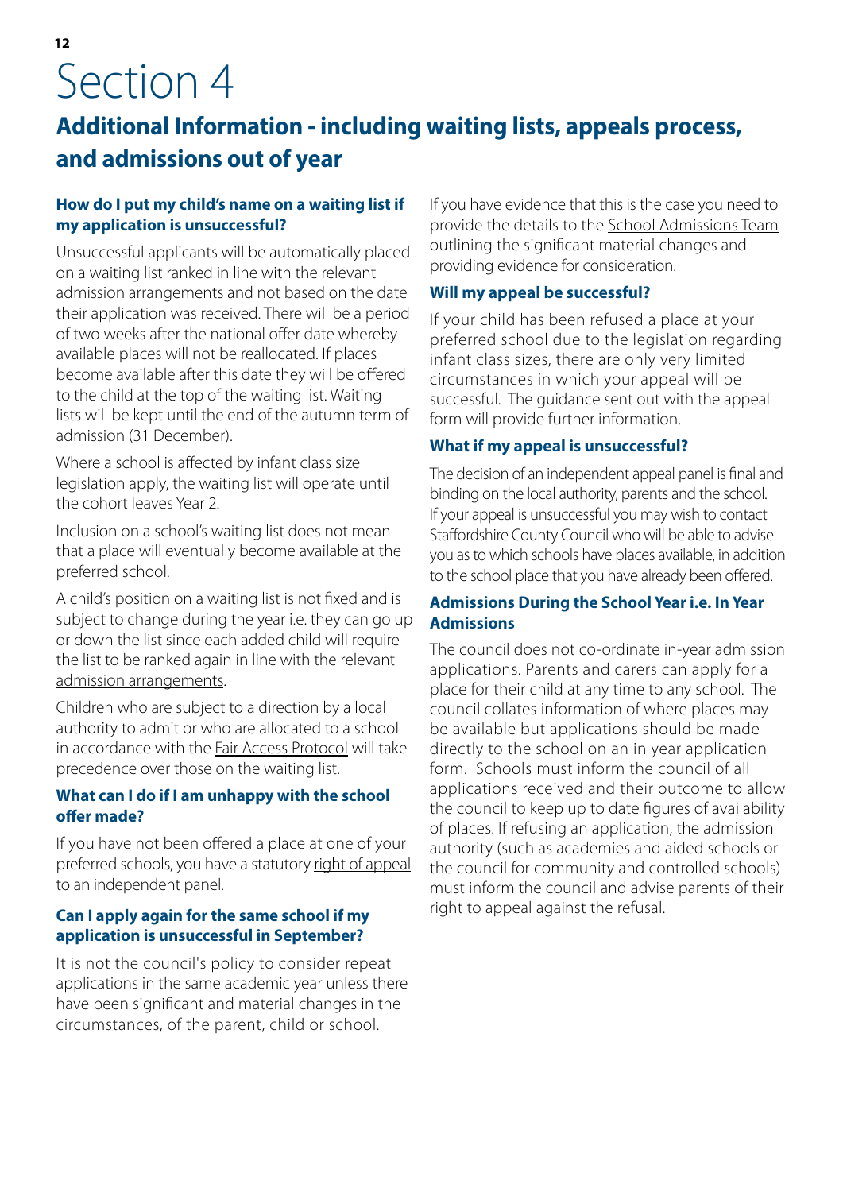# Section 4

## Additional Information - including waiting lists, appeals process, and admissions out of year

### How do I put my child's name on a waiting list if my application is unsuccessful?

Unsuccessful applicants will be automatically placed on a waiting list ranked in line with the relevant admission arrangements and not based on the date their application was received. There will be a period of two weeks after the national offer date whereby available places will not be reallocated. If places become available after this date they will be offered to the child at the top of the waiting list. Waiting lists will be kept until the end of the autumn term of admission (31 December).

Where a school is affected by infant class size legislation apply, the waiting list will operate until the cohort leaves Year 2.

Inclusion on a school's waiting list does not mean that a place will eventually become available at the preferred school.

A child's position on a waiting list is not fixed and is subject to change during the year i.e. they can go up or down the list since each added child will require the list to be ranked again in line with the relevant admission arrangements.

Children who are subject to a direction by a local authority to admit or who are allocated to a school in accordance with the Fair Access Protocol will take precedence over those on the waiting list.

### What can I do if I am unhappy with the school offer made?

If you have not been offered a place at one of your preferred schools, you have a statutory right of appeal to an independent panel.

### Can I apply again for the same school if my application is unsuccessful in September?

It is not the council's policy to consider repeat applications in the same academic year unless there have been significant and material changes in the circumstances, of the parent, child or school.

If you have evidence that this is the case you need to provide the details to the School Admissions Team outlining the significant material changes and providing evidence for consideration.

### Will my appeal be successful?

If your child has been refused a place at your preferred school due to the legislation regarding infant class sizes, there are only very limited circumstances in which your appeal will be successful. The guidance sent out with the appeal form will provide further information.

### What if my appeal is unsuccessful?

The decision of an independent appeal panel is final and binding on the local authority, parents and the school. If your appeal is unsuccessful you may wish to contact Staffordshire County Council who will be able to advise you as to which schools have places available, in addition to the school place that you have already been offered.

### Admissions During the School Year i.e. In Year Admissions

The council does not co-ordinate in-year admission applications. Parents and carers can apply for a place for their child at any time to any school. The council collates information of where places may be available but applications should be made directly to the school on an in year application form. Schools must inform the council of all applications received and their outcome to allow the council to keep up to date figures of availability of places. If refusing an application, the admission authority (such as academies and aided schools or the council for community and controlled schools) must inform the council and advise parents of their right to appeal against the refusal.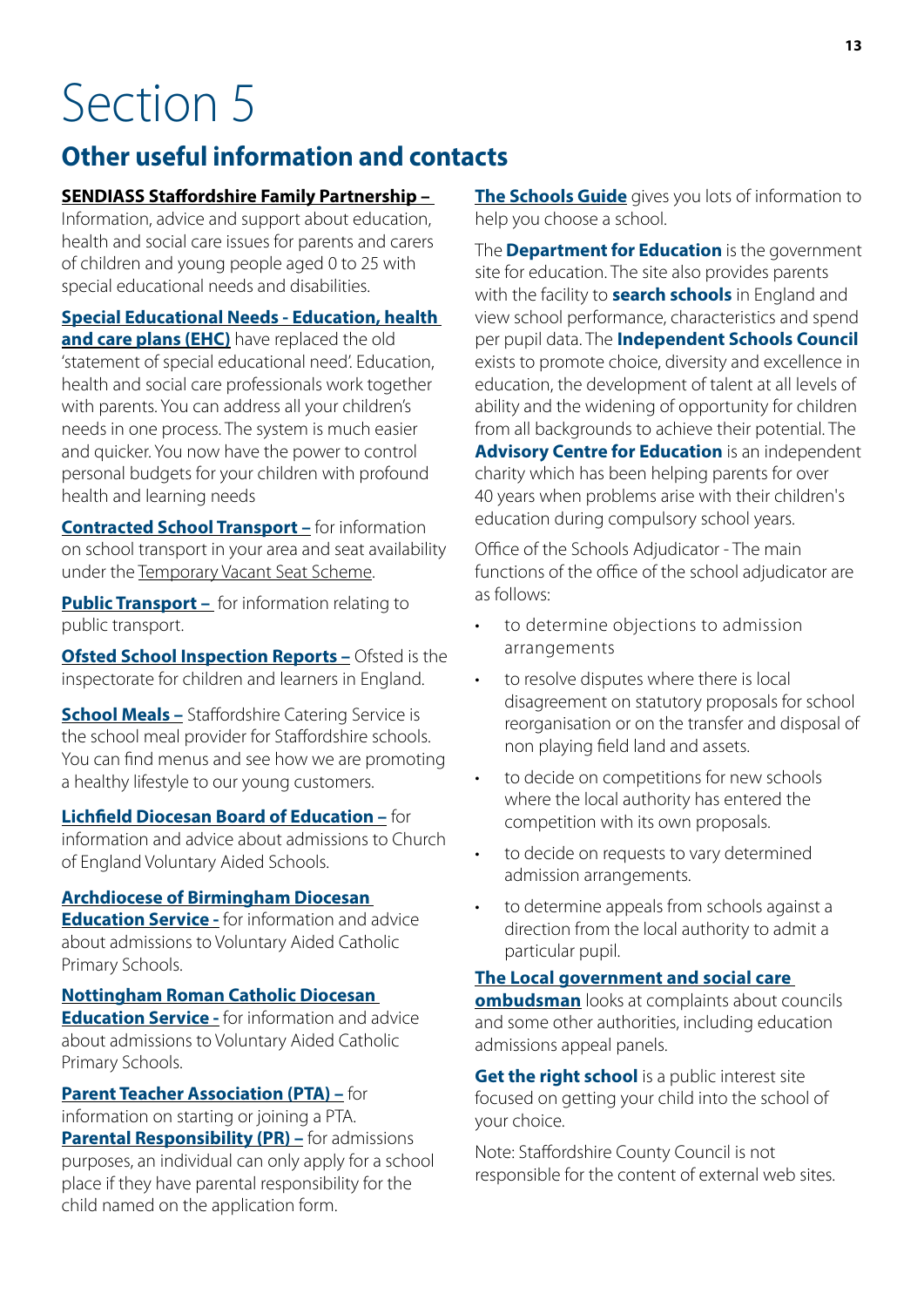# Section 5

## Other useful information and contacts

**SENDIASS Staffordshire Family Partnership –** Information, advice and support about education, health and social care issues for parents and carers of children and young people aged 0 to 25 with special educational needs and disabilities.

**Special Educational Needs - Education, health and care plans (EHC)** have replaced the old 'statement of special educational need'. Education, health and social care professionals work together with parents. You can address all your children's needs in one process. The system is much easier and quicker. You now have the power to control personal budgets for your children with profound health and learning needs

**Contracted School Transport –** for information on school transport in your area and seat availability under the Temporary Vacant Seat Scheme.

**Public Transport –** for information relating to public transport.

**Ofsted School Inspection Reports –** Ofsted is the inspectorate for children and learners in England.

**School Meals –** Staffordshire Catering Service is the school meal provider for Staffordshire schools. You can find menus and see how we are promoting a healthy lifestyle to our young customers.

**Lichfield Diocesan Board of Education –** for information and advice about admissions to Church of England Voluntary Aided Schools.

**Archdiocese of Birmingham Diocesan Education Service -** for information and advice about admissions to Voluntary Aided Catholic Primary Schools.

**Nottingham Roman Catholic Diocesan Education Service -** for information and advice about admissions to Voluntary Aided Catholic Primary Schools.

**Parent Teacher Association (PTA) –** for information on starting or joining a PTA.

**Parental Responsibility (PR) –** for admissions purposes, an individual can only apply for a school place if they have parental responsibility for the child named on the application form.

**The Schools Guide** gives you lots of information to help you choose a school.

The **Department for Education** is the government site for education. The site also provides parents with the facility to **search schools** in England and view school performance, characteristics and spend per pupil data. The **Independent Schools Council** exists to promote choice, diversity and excellence in education, the development of talent at all levels of ability and the widening of opportunity for children from all backgrounds to achieve their potential. The **Advisory Centre for Education** is an independent charity which has been helping parents for over 40 years when problems arise with their children's education during compulsory school years.

Office of the Schools Adjudicator - The main functions of the office of the school adjudicator are as follows:

- to determine objections to admission arrangements
- to resolve disputes where there is local disagreement on statutory proposals for school reorganisation or on the transfer and disposal of non playing field land and assets.
- to decide on competitions for new schools where the local authority has entered the competition with its own proposals.
- to decide on requests to vary determined admission arrangements.
- to determine appeals from schools against a direction from the local authority to admit a particular pupil.

**The Local government and social care ombudsman** looks at complaints about councils and some other authorities, including education admissions appeal panels.

**Get the right school** is a public interest site focused on getting your child into the school of your choice.

Note: Staffordshire County Council is not responsible for the content of external web sites.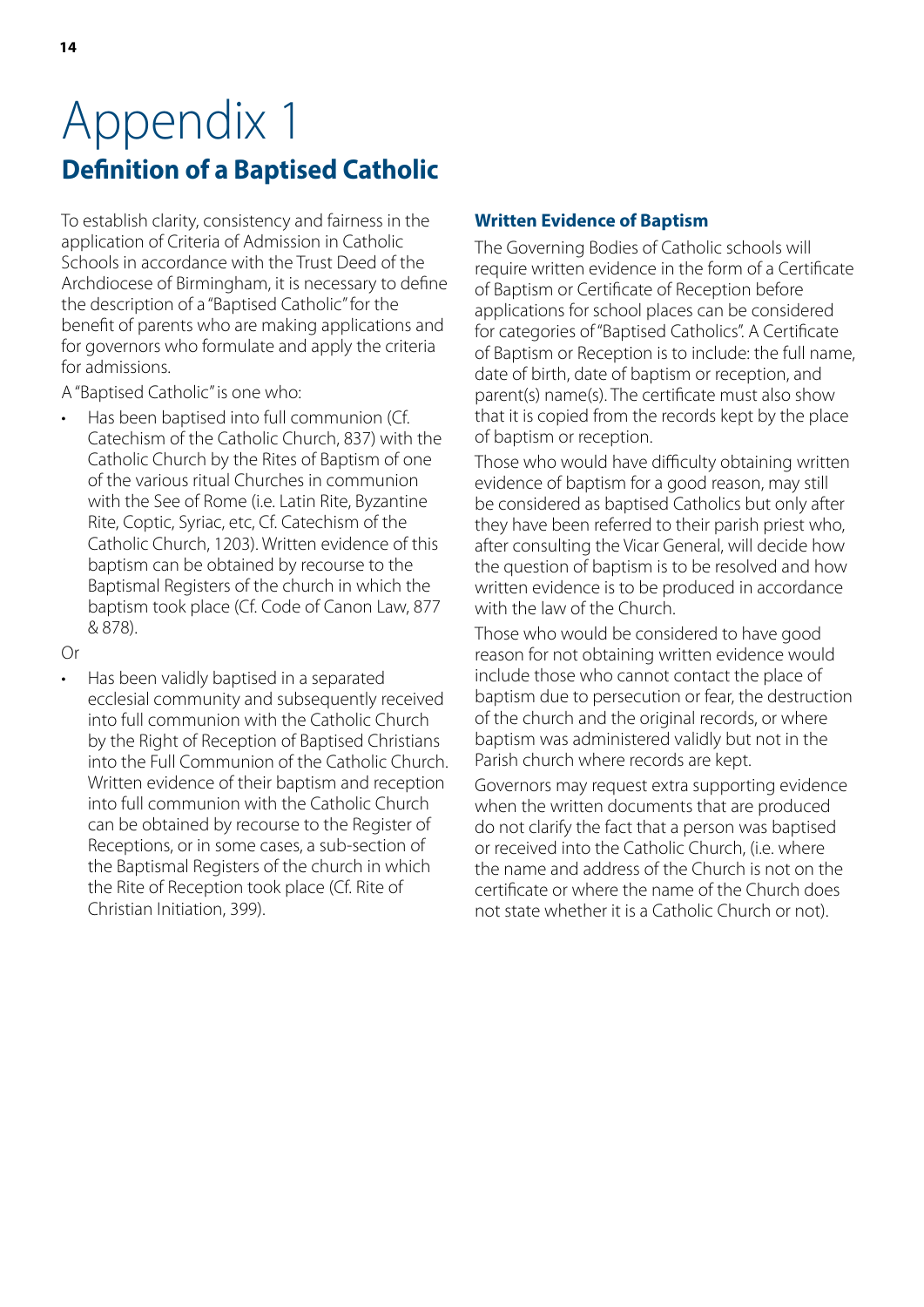# Appendix 1

## Definition of a Baptised Catholic

To establish clarity, consistency and fairness in the application of Criteria of Admission in Catholic Schools in accordance with the Trust Deed of the Archdiocese of Birmingham, it is necessary to define the description of a "Baptised Catholic" for the benefit of parents who are making applications and for governors who formulate and apply the criteria for admissions.

A "Baptised Catholic" is one who:

- Has been baptised into full communion (Cf. Catechism of the Catholic Church, 837) with the Catholic Church by the Rites of Baptism of one of the various ritual Churches in communion with the See of Rome (i.e. Latin Rite, Byzantine Rite, Coptic, Syriac, etc, Cf. Catechism of the Catholic Church, 1203). Written evidence of this baptism can be obtained by recourse to the Baptismal Registers of the church in which the baptism took place (Cf. Code of Canon Law, 877 & 878).

Or

- Has been validly baptised in a separated ecclesial community and subsequently received into full communion with the Catholic Church by the Right of Reception of Baptised Christians into the Full Communion of the Catholic Church. Written evidence of their baptism and reception into full communion with the Catholic Church can be obtained by recourse to the Register of Receptions, or in some cases, a sub-section of the Baptismal Registers of the church in which the Rite of Reception took place (Cf. Rite of Christian Initiation, 399).

### Written Evidence of Baptism

The Governing Bodies of Catholic schools will require written evidence in the form of a Certificate of Baptism or Certificate of Reception before applications for school places can be considered for categories of "Baptised Catholics". A Certificate of Baptism or Reception is to include: the full name, date of birth, date of baptism or reception, and parent(s) name(s). The certificate must also show that it is copied from the records kept by the place of baptism or reception.

Those who would have difficulty obtaining written evidence of baptism for a good reason, may still be considered as baptised Catholics but only after they have been referred to their parish priest who, after consulting the Vicar General, will decide how the question of baptism is to be resolved and how written evidence is to be produced in accordance with the law of the Church.

Those who would be considered to have good reason for not obtaining written evidence would include those who cannot contact the place of baptism due to persecution or fear, the destruction of the church and the original records, or where baptism was administered validly but not in the Parish church where records are kept.

Governors may request extra supporting evidence when the written documents that are produced do not clarify the fact that a person was baptised or received into the Catholic Church, (i.e. where the name and address of the Church is not on the certificate or where the name of the Church does not state whether it is a Catholic Church or not).